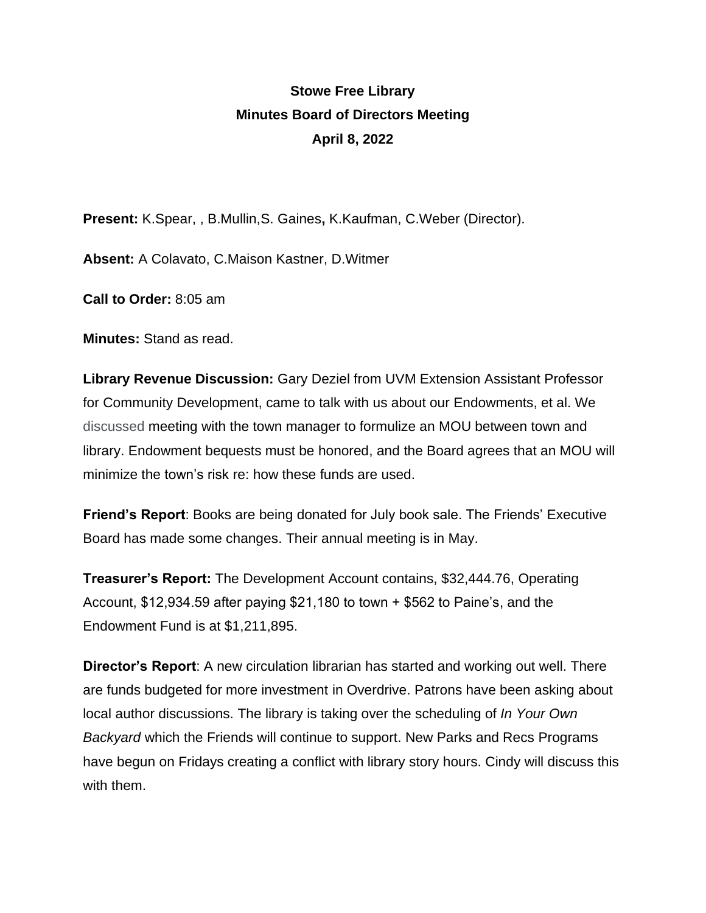**Stowe Free Library**
**Minutes Board of Directors Meeting**
**April 8, 2022**

**Present:** K.Spear, , B.Mullin,S. Gaines**,** K.Kaufman, C.Weber (Director).

**Absent:** A Colavato, C.Maison Kastner, D.Witmer

**Call to Order:** 8:05 am

**Minutes:** Stand as read.

**Library Revenue Discussion:** Gary Deziel from UVM Extension Assistant Professor for Community Development, came to talk with us about our Endowments, et al. We discussed meeting with the town manager to formulize an MOU between town and library. Endowment bequests must be honored, and the Board agrees that an MOU will minimize the town's risk re: how these funds are used.

**Friend's Report**: Books are being donated for July book sale. The Friends' Executive Board has made some changes. Their annual meeting is in May.

**Treasurer's Report:** The Development Account contains, $32,444.76, Operating Account, $12,934.59 after paying $21,180 to town + $562 to Paine's, and the Endowment Fund is at $1,211,895.

**Director's Report**: A new circulation librarian has started and working out well. There are funds budgeted for more investment in Overdrive. Patrons have been asking about local author discussions. The library is taking over the scheduling of *In Your Own Backyard* which the Friends will continue to support. New Parks and Recs Programs have begun on Fridays creating a conflict with library story hours. Cindy will discuss this with them.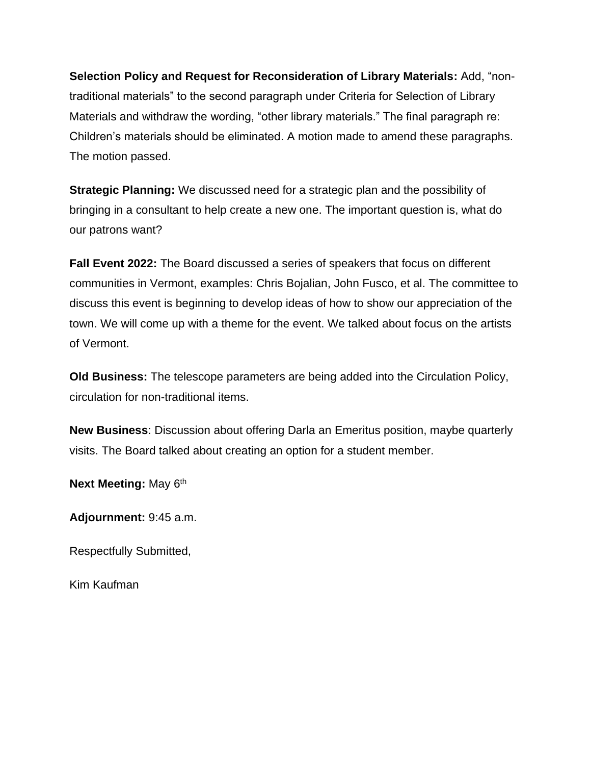**Selection Policy and Request for Reconsideration of Library Materials:** Add, "non-traditional materials" to the second paragraph under Criteria for Selection of Library Materials and withdraw the wording, "other library materials." The final paragraph re: Children's materials should be eliminated. A motion made to amend these paragraphs. The motion passed.

**Strategic Planning:** We discussed need for a strategic plan and the possibility of bringing in a consultant to help create a new one. The important question is, what do our patrons want?

**Fall Event 2022:** The Board discussed a series of speakers that focus on different communities in Vermont, examples: Chris Bojalian, John Fusco, et al. The committee to discuss this event is beginning to develop ideas of how to show our appreciation of the town. We will come up with a theme for the event. We talked about focus on the artists of Vermont.

**Old Business:** The telescope parameters are being added into the Circulation Policy, circulation for non-traditional items.

**New Business**: Discussion about offering Darla an Emeritus position, maybe quarterly visits. The Board talked about creating an option for a student member.

**Next Meeting:** May 6th

**Adjournment:** 9:45 a.m.

Respectfully Submitted,

Kim Kaufman